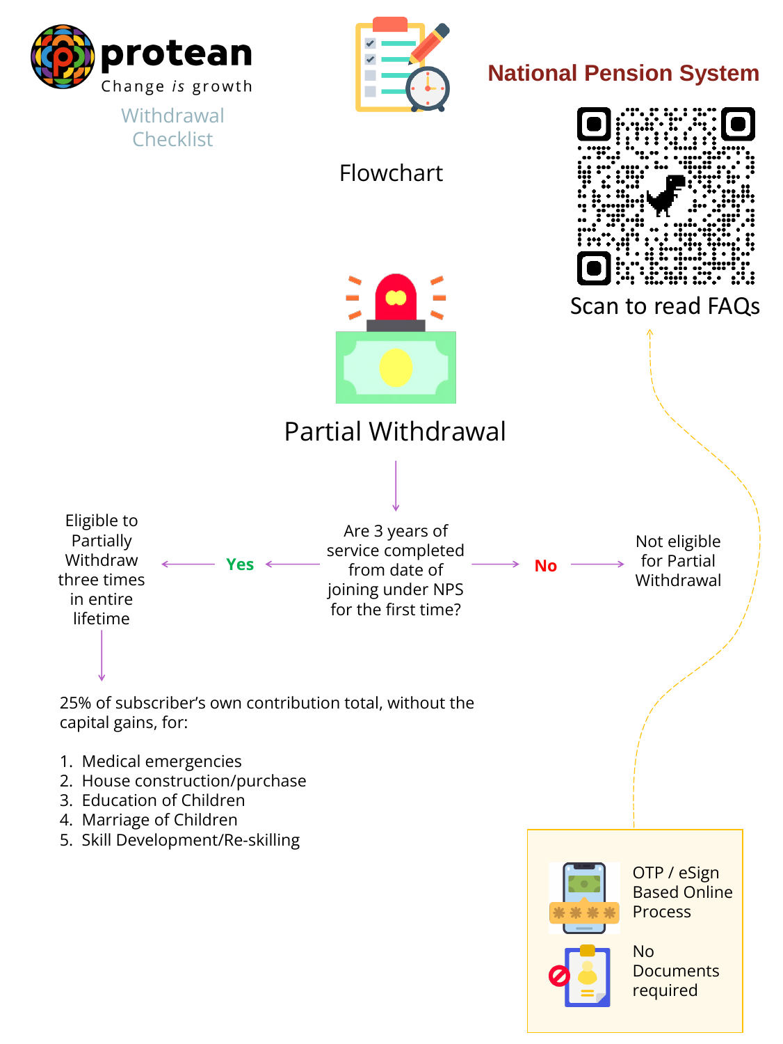protean

Change *is* growth

Withdrawal Checklist

Flowchart

## National Pension System

Scan to read FAQs

# Partial Withdrawal

Are 3 years of service completed from date of joining under NPS for the first time?

- **Yes** → Eligible to Partially Withdraw three times in entire lifetime
- **No** → Not eligible for Partial Withdrawal

25% of subscriber's own contribution total, without the capital gains, for:

1. Medical emergencies
2. House construction/purchase
3. Education of Children
4. Marriage of Children
5. Skill Development/Re-skilling

OTP / eSign Based Online Process

No Documents required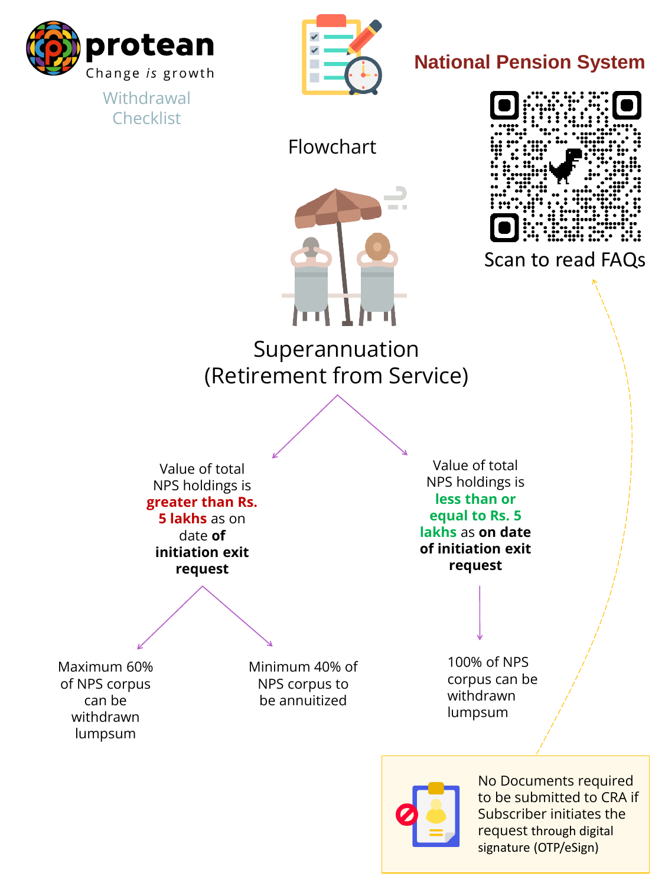**protean**
Change *is* growth

Withdrawal Checklist

Flowchart

## National Pension System

Scan to read FAQs

# Superannuation (Retirement from Service)

- Value of total NPS holdings is **greater than Rs. 5 lakhs** as on date **of initiation exit request**
  - Maximum 60% of NPS corpus can be withdrawn lumpsum
  - Minimum 40% of NPS corpus to be annuitized
- Value of total NPS holdings is **less than or equal to Rs. 5 lakhs** as **on date of initiation exit request**
  - 100% of NPS corpus can be withdrawn lumpsum

No Documents required to be submitted to CRA if Subscriber initiates the request through digital signature (OTP/eSign)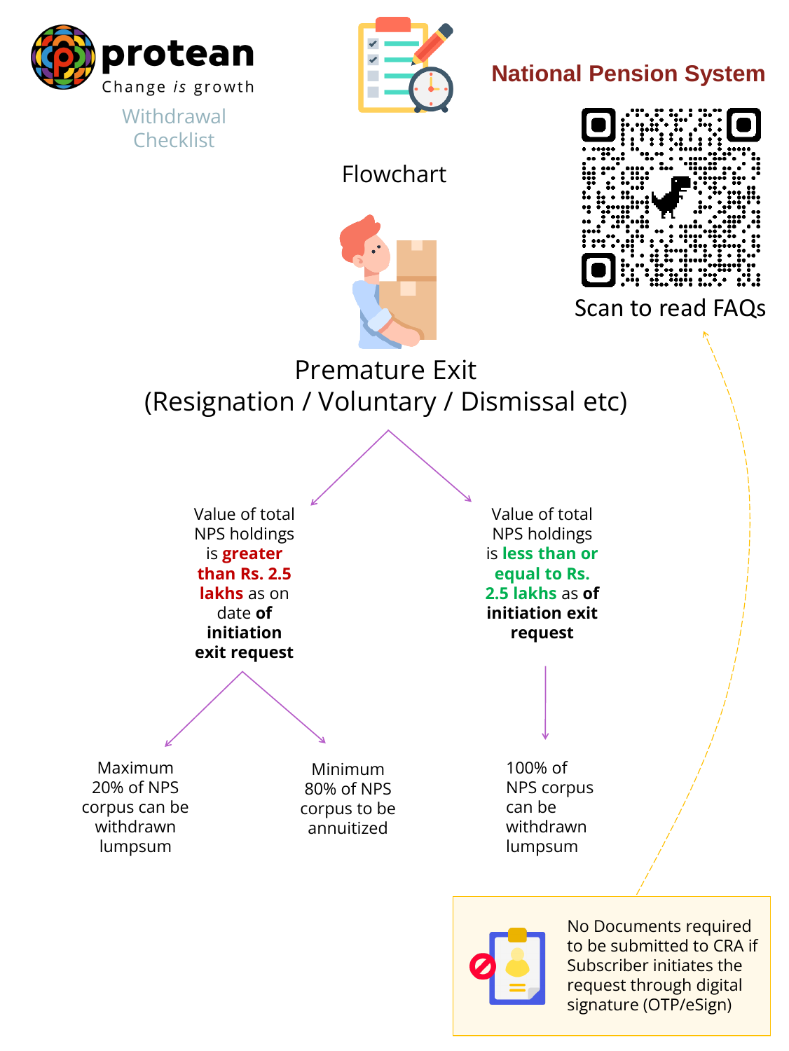**protean**
Change *is* growth

Withdrawal Checklist

Flowchart

# National Pension System

Scan to read FAQs

## Premature Exit (Resignation / Voluntary / Dismissal etc)

**Value of total NPS holdings is greater than Rs. 2.5 lakhs as on date of initiation exit request**

- Maximum 20% of NPS corpus can be withdrawn lumpsum
- Minimum 80% of NPS corpus to be annuitized

**Value of total NPS holdings is less than or equal to Rs. 2.5 lakhs as of initiation exit request**

- 100% of NPS corpus can be withdrawn lumpsum

No Documents required to be submitted to CRA if Subscriber initiates the request through digital signature (OTP/eSign)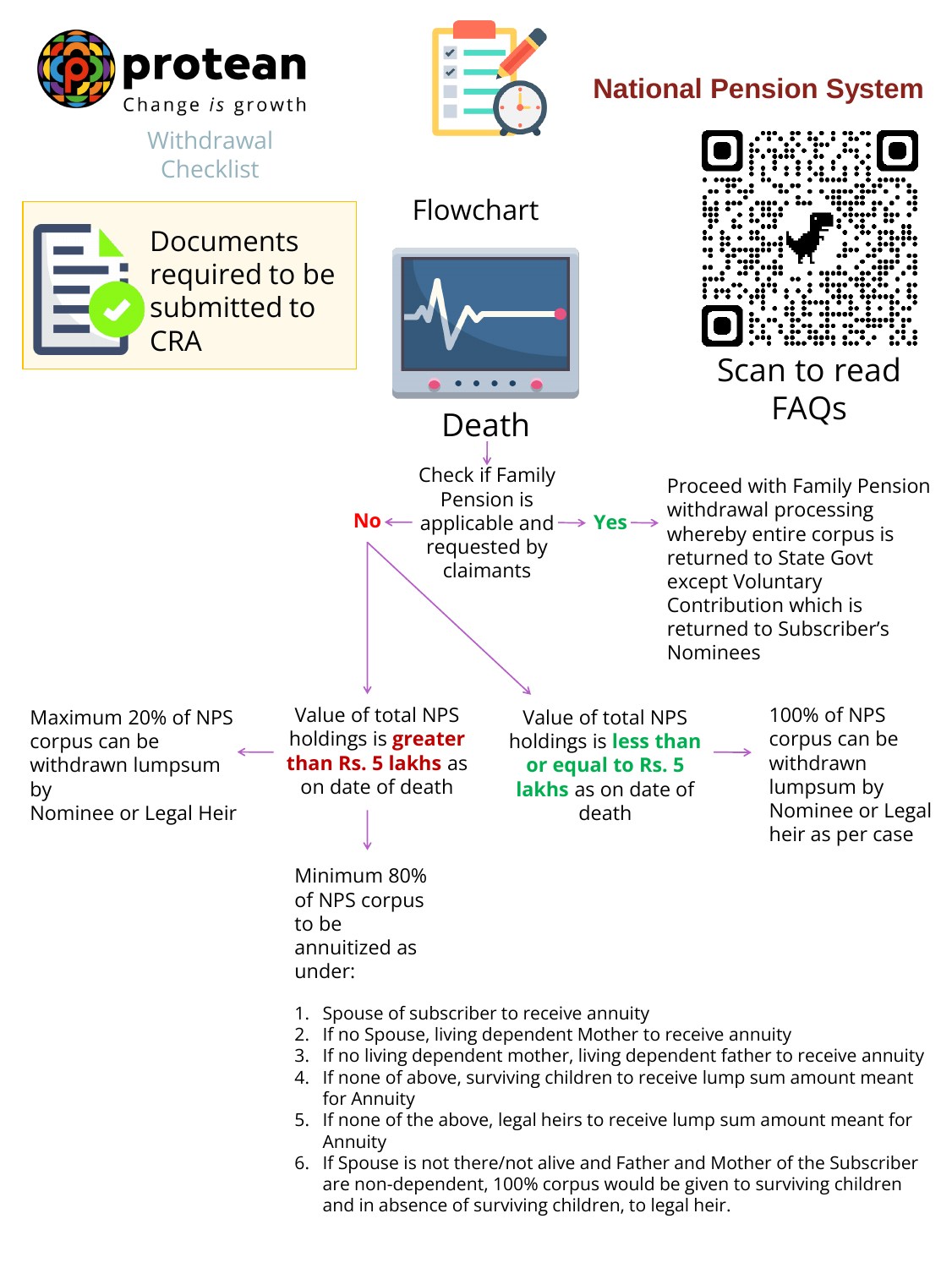**protean**
Change *is* growth

Withdrawal Checklist

# National Pension System

Documents required to be submitted to CRA

## Flowchart

Scan to read FAQs

### Death

Check if Family Pension is applicable and requested by claimants

**Yes** → Proceed with Family Pension withdrawal processing whereby entire corpus is returned to State Govt except Voluntary Contribution which is returned to Subscriber's Nominees

**No** →

- Value of total NPS holdings is **greater than Rs. 5 lakhs** as on date of death
  - → Maximum 20% of NPS corpus can be withdrawn lumpsum by Nominee or Legal Heir
  - → Minimum 80% of NPS corpus to be annuitized as under:

- Value of total NPS holdings is **less than or equal to Rs. 5 lakhs** as on date of death
  - → 100% of NPS corpus can be withdrawn lumpsum by Nominee or Legal heir as per case

1. Spouse of subscriber to receive annuity
2. If no Spouse, living dependent Mother to receive annuity
3. If no living dependent mother, living dependent father to receive annuity
4. If none of above, surviving children to receive lump sum amount meant for Annuity
5. If none of the above, legal heirs to receive lump sum amount meant for Annuity
6. If Spouse is not there/not alive and Father and Mother of the Subscriber are non-dependent, 100% corpus would be given to surviving children and in absence of surviving children, to legal heir.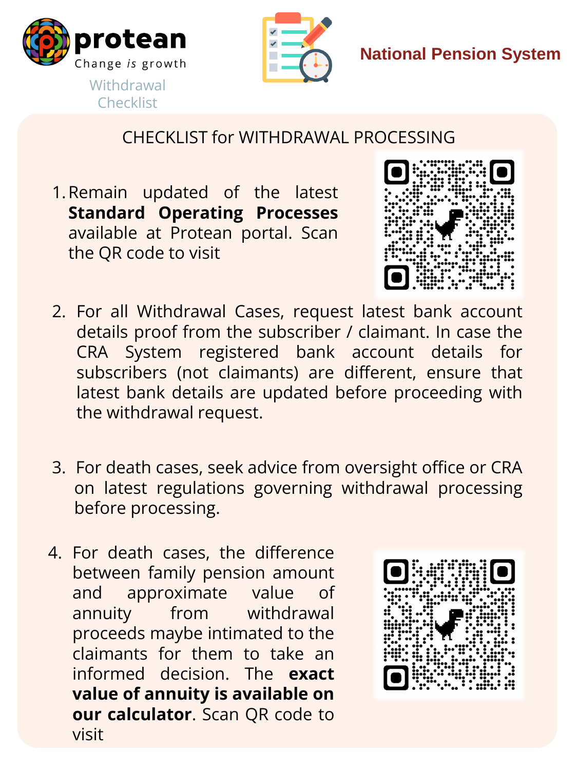protean

Change *is* growth

Withdrawal Checklist

# National Pension System

## CHECKLIST for WITHDRAWAL PROCESSING

1. Remain updated of the latest **Standard Operating Processes** available at Protean portal. Scan the QR code to visit

2. For all Withdrawal Cases, request latest bank account details proof from the subscriber / claimant. In case the CRA System registered bank account details for subscribers (not claimants) are different, ensure that latest bank details are updated before proceeding with the withdrawal request.

3. For death cases, seek advice from oversight office or CRA on latest regulations governing withdrawal processing before processing.

4. For death cases, the difference between family pension amount and approximate value of annuity from withdrawal proceeds maybe intimated to the claimants for them to take an informed decision. The **exact value of annuity is available on our calculator**. Scan QR code to visit